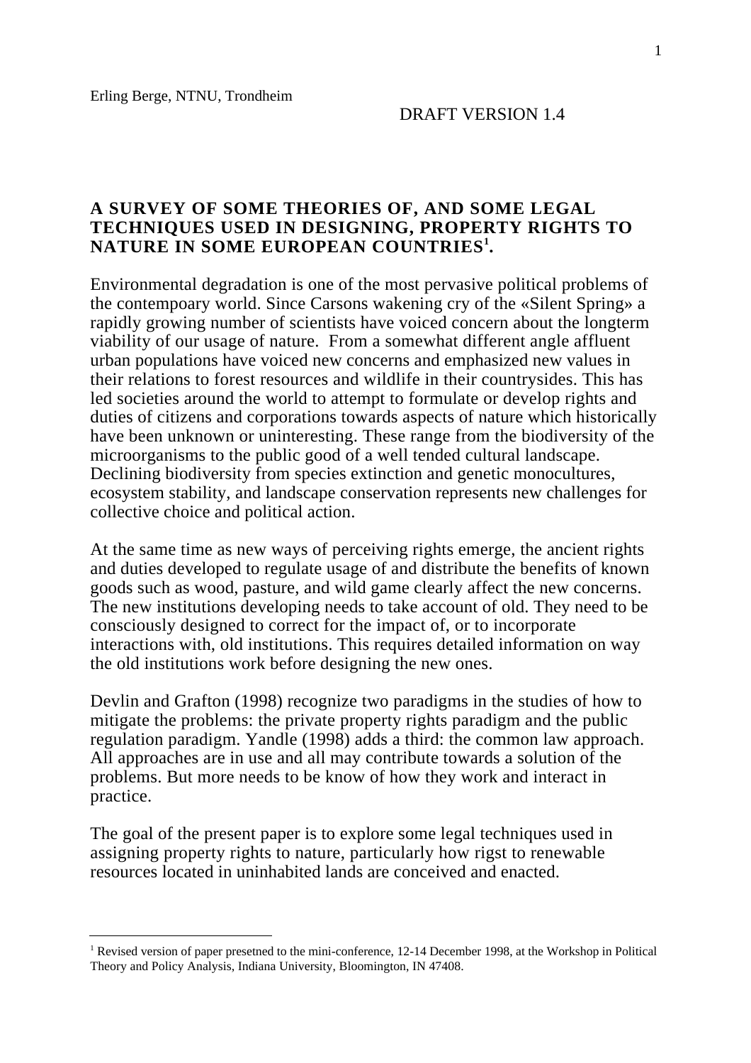Erling Berge, NTNU, Trondheim

DRAFT VERSION 1.4

# A SURVEY OF SOME THEORIES OF, AND SOME LEGAL TECHNIQUES USED IN DESIGNING, PROPERTY RIGHTS TO NATURE IN SOME EUROPEAN COUNTRIES[1].

Environmental degradation is one of the most pervasive political problems of the contempoary world. Since Carsons wakening cry of the «Silent Spring» a rapidly growing number of scientists have voiced concern about the longterm viability of our usage of nature. From a somewhat different angle affluent urban populations have voiced new concerns and emphasized new values in their relations to forest resources and wildlife in their countrysides. This has led societies around the world to attempt to formulate or develop rights and duties of citizens and corporations towards aspects of nature which historically have been unknown or uninteresting. These range from the biodiversity of the microorganisms to the public good of a well tended cultural landscape. Declining biodiversity from species extinction and genetic monocultures, ecosystem stability, and landscape conservation represents new challenges for collective choice and political action.

At the same time as new ways of perceiving rights emerge, the ancient rights and duties developed to regulate usage of and distribute the benefits of known goods such as wood, pasture, and wild game clearly affect the new concerns. The new institutions developing needs to take account of old. They need to be consciously designed to correct for the impact of, or to incorporate interactions with, old institutions. This requires detailed information on way the old institutions work before designing the new ones.

Devlin and Grafton (1998) recognize two paradigms in the studies of how to mitigate the problems: the private property rights paradigm and the public regulation paradigm. Yandle (1998) adds a third: the common law approach. All approaches are in use and all may contribute towards a solution of the problems. But more needs to be know of how they work and interact in practice.

The goal of the present paper is to explore some legal techniques used in assigning property rights to nature, particularly how rigst to renewable resources located in uninhabited lands are conceived and enacted.

---

[1] Revised version of paper presetned to the mini-conference, 12-14 December 1998, at the Workshop in Political Theory and Policy Analysis, Indiana University, Bloomington, IN 47408.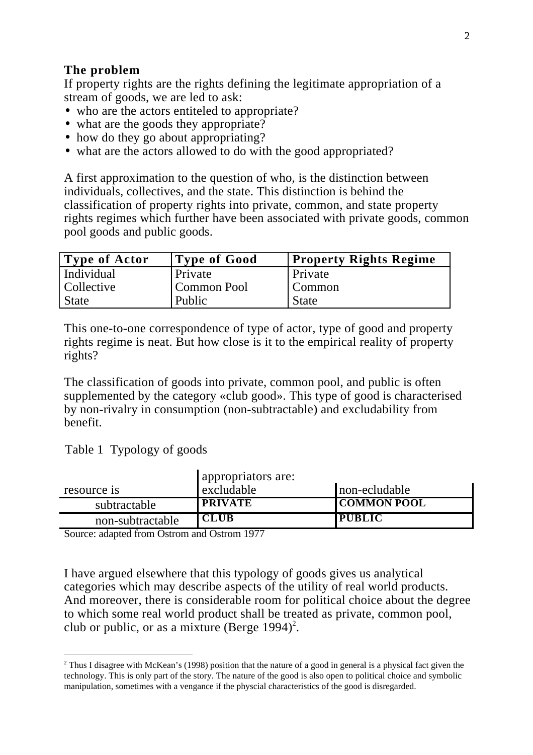## The problem

If property rights are the rights defining the legitimate appropriation of a stream of goods, we are led to ask:

- who are the actors entiteled to appropriate?
- what are the goods they appropriate?
- how do they go about appropriating?
- what are the actors allowed to do with the good appropriated?

A first approximation to the question of who, is the distinction between individuals, collectives, and the state. This distinction is behind the classification of property rights into private, common, and state property rights regimes which further have been associated with private goods, common pool goods and public goods.

| **Type of Actor** | **Type of Good** | **Property Rights Regime** |
|---|---|---|
| Individual | Private | Private |
| Collective | Common Pool | Common |
| State | Public | State |

This one-to-one correspondence of type of actor, type of good and property rights regime is neat. But how close is it to the empirical reality of property rights?

The classification of goods into private, common pool, and public is often supplemented by the category «club good». This type of good is characterised by non-rivalry in consumption (non-subtractable) and excludability from benefit.

Table 1 Typology of goods

| | appropriators are: | |
|---|---|---|
| resource is | excludable | non-ecludable |
| subtractable | **PRIVATE** | **COMMON POOL** |
| non-subtractable | **CLUB** | **PUBLIC** |

Source: adapted from Ostrom and Ostrom 1977

I have argued elsewhere that this typology of goods gives us analytical categories which may describe aspects of the utility of real world products. And moreover, there is considerable room for political choice about the degree to which some real world product shall be treated as private, common pool, club or public, or as a mixture (Berge 1994)[2].

[2] Thus I disagree with McKean's (1998) position that the nature of a good in general is a physical fact given the technology. This is only part of the story. The nature of the good is also open to political choice and symbolic manipulation, sometimes with a vengance if the physcial characteristics of the good is disregarded.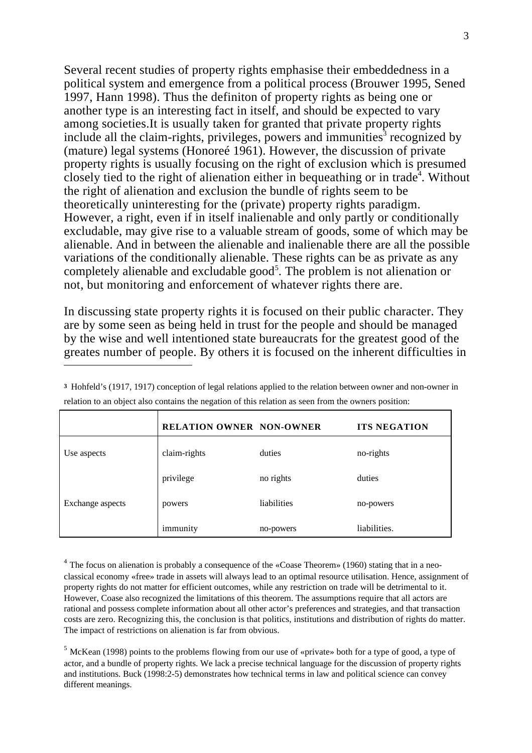Several recent studies of property rights emphasise their embeddedness in a political system and emergence from a political process (Brouwer 1995, Sened 1997, Hann 1998). Thus the definiton of property rights as being one or another type is an interesting fact in itself, and should be expected to vary among societies.It is usually taken for granted that private property rights include all the claim-rights, privileges, powers and immunities[3] recognized by (mature) legal systems (Honoreé 1961). However, the discussion of private property rights is usually focusing on the right of exclusion which is presumed closely tied to the right of alienation either in bequeathing or in trade[4]. Without the right of alienation and exclusion the bundle of rights seem to be theoretically uninteresting for the (private) property rights paradigm. However, a right, even if in itself inalienable and only partly or conditionally excludable, may give rise to a valuable stream of goods, some of which may be alienable. And in between the alienable and inalienable there are all the possible variations of the conditionally alienable. These rights can be as private as any completely alienable and excludable good[5]. The problem is not alienation or not, but monitoring and enforcement of whatever rights there are.

In discussing state property rights it is focused on their public character. They are by some seen as being held in trust for the people and should be managed by the wise and well intentioned state bureaucrats for the greatest good of the greates number of people. By others it is focused on the inherent difficulties in

---

[3] Hohfeld's (1917, 1917) conception of legal relations applied to the relation between owner and non-owner in relation to an object also contains the negation of this relation as seen from the owners position:

| | **RELATION OWNER** | **NON-OWNER** | **ITS NEGATION** |
|---|---|---|---|
| Use aspects | claim-rights | duties | no-rights |
| | privilege | no rights | duties |
| Exchange aspects | powers | liabilities | no-powers |
| | immunity | no-powers | liabilities. |

[4] The focus on alienation is probably a consequence of the «Coase Theorem» (1960) stating that in a neo-classical economy «free» trade in assets will always lead to an optimal resource utilisation. Hence, assignment of property rights do not matter for efficient outcomes, while any restriction on trade will be detrimental to it. However, Coase also recognized the limitations of this theorem. The assumptions require that all actors are rational and possess complete information about all other actor's preferences and strategies, and that transaction costs are zero. Recognizing this, the conclusion is that politics, institutions and distribution of rights do matter. The impact of restrictions on alienation is far from obvious.

[5] McKean (1998) points to the problems flowing from our use of «private» both for a type of good, a type of actor, and a bundle of property rights. We lack a precise technical language for the discussion of property rights and institutions. Buck (1998:2-5) demonstrates how technical terms in law and political science can convey different meanings.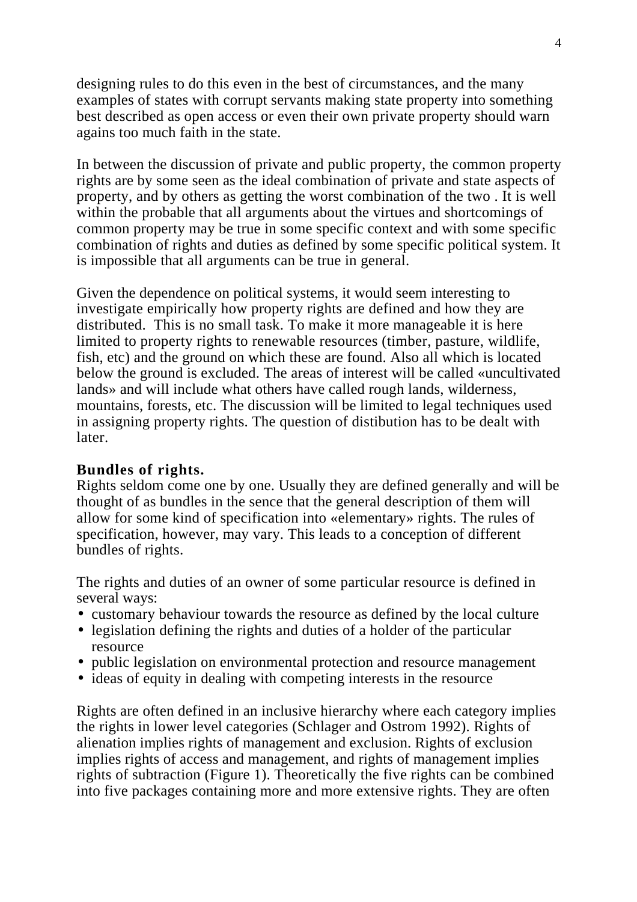designing rules to do this even in the best of circumstances, and the many examples of states with corrupt servants making state property into something best described as open access or even their own private property should warn agains too much faith in the state.

In between the discussion of private and public property, the common property rights are by some seen as the ideal combination of private and state aspects of property, and by others as getting the worst combination of the two . It is well within the probable that all arguments about the virtues and shortcomings of common property may be true in some specific context and with some specific combination of rights and duties as defined by some specific political system. It is impossible that all arguments can be true in general.

Given the dependence on political systems, it would seem interesting to investigate empirically how property rights are defined and how they are distributed.  This is no small task. To make it more manageable it is here limited to property rights to renewable resources (timber, pasture, wildlife, fish, etc) and the ground on which these are found. Also all which is located below the ground is excluded. The areas of interest will be called «uncultivated lands» and will include what others have called rough lands, wilderness, mountains, forests, etc. The discussion will be limited to legal techniques used in assigning property rights. The question of distibution has to be dealt with later.

**Bundles of rights.**

Rights seldom come one by one. Usually they are defined generally and will be thought of as bundles in the sence that the general description of them will allow for some kind of specification into «elementary» rights. The rules of specification, however, may vary. This leads to a conception of different bundles of rights.

The rights and duties of an owner of some particular resource is defined in several ways:

- customary behaviour towards the resource as defined by the local culture
- legislation defining the rights and duties of a holder of the particular resource
- public legislation on environmental protection and resource management
- ideas of equity in dealing with competing interests in the resource

Rights are often defined in an inclusive hierarchy where each category implies the rights in lower level categories (Schlager and Ostrom 1992). Rights of alienation implies rights of management and exclusion. Rights of exclusion implies rights of access and management, and rights of management implies rights of subtraction (Figure 1). Theoretically the five rights can be combined into five packages containing more and more extensive rights. They are often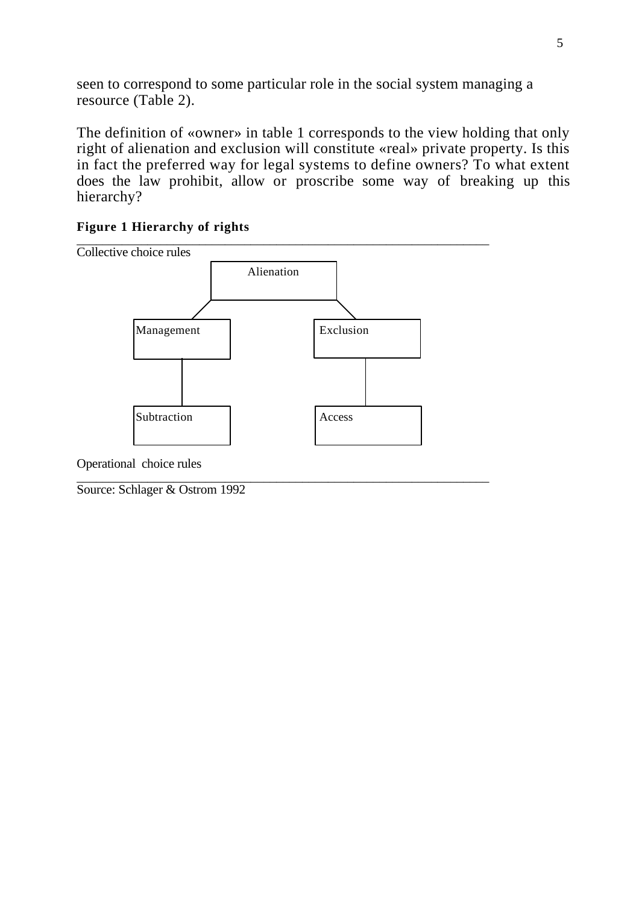seen to correspond to some particular role in the social system managing a resource (Table 2).

The definition of «owner» in table 1 corresponds to the view holding that only right of alienation and exclusion will constitute «real» private property. Is this in fact the preferred way for legal systems to define owners? To what extent does the law prohibit, allow or proscribe some way of breaking up this hierarchy?

**Figure 1 Hierarchy of rights**

Collective choice rules

Alienation

Management

Exclusion

Subtraction

Access

Operational choice rules

Source: Schlager & Ostrom 1992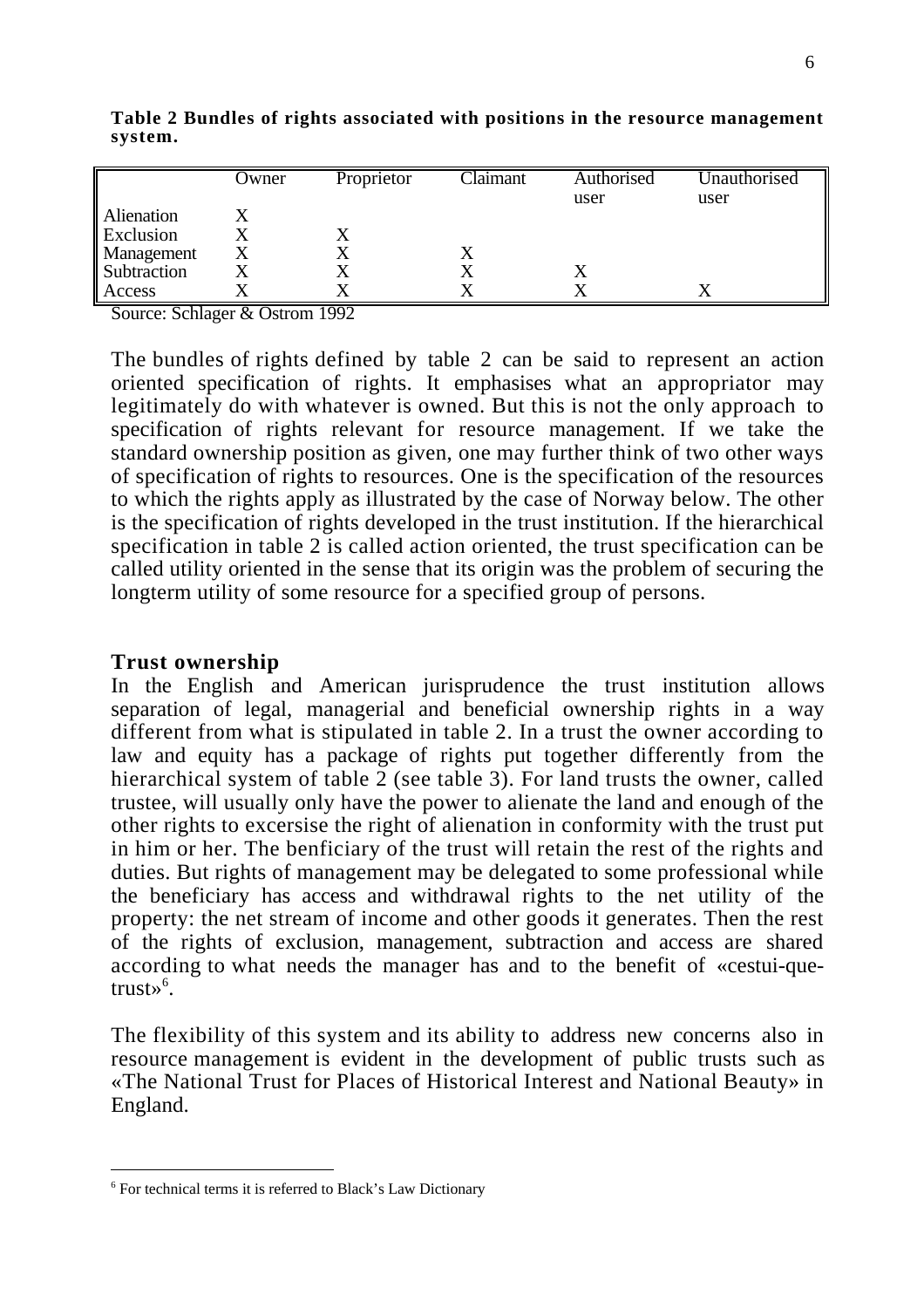**Table 2 Bundles of rights associated with positions in the resource management system.**

| | Owner | Proprietor | Claimant | Authorised user | Unauthorised user |
|---|---|---|---|---|---|
| Alienation | X | | | | |
| Exclusion | X | X | | | |
| Management | X | X | X | | |
| Subtraction | X | X | X | X | |
| Access | X | X | X | X | X |

Source: Schlager & Ostrom 1992

The bundles of rights defined by table 2 can be said to represent an action oriented specification of rights. It emphasises what an appropriator may legitimately do with whatever is owned. But this is not the only approach to specification of rights relevant for resource management. If we take the standard ownership position as given, one may further think of two other ways of specification of rights to resources. One is the specification of the resources to which the rights apply as illustrated by the case of Norway below. The other is the specification of rights developed in the trust institution. If the hierarchical specification in table 2 is called action oriented, the trust specification can be called utility oriented in the sense that its origin was the problem of securing the longterm utility of some resource for a specified group of persons.

## Trust ownership

In the English and American jurisprudence the trust institution allows separation of legal, managerial and beneficial ownership rights in a way different from what is stipulated in table 2. In a trust the owner according to law and equity has a package of rights put together differently from the hierarchical system of table 2 (see table 3). For land trusts the owner, called trustee, will usually only have the power to alienate the land and enough of the other rights to excersise the right of alienation in conformity with the trust put in him or her. The benficiary of the trust will retain the rest of the rights and duties. But rights of management may be delegated to some professional while the beneficiary has access and withdrawal rights to the net utility of the property: the net stream of income and other goods it generates. Then the rest of the rights of exclusion, management, subtraction and access are shared according to what needs the manager has and to the benefit of «cestui-que-trust»[6].

The flexibility of this system and its ability to address new concerns also in resource management is evident in the development of public trusts such as «The National Trust for Places of Historical Interest and National Beauty» in England.

---

[6] For technical terms it is referred to Black's Law Dictionary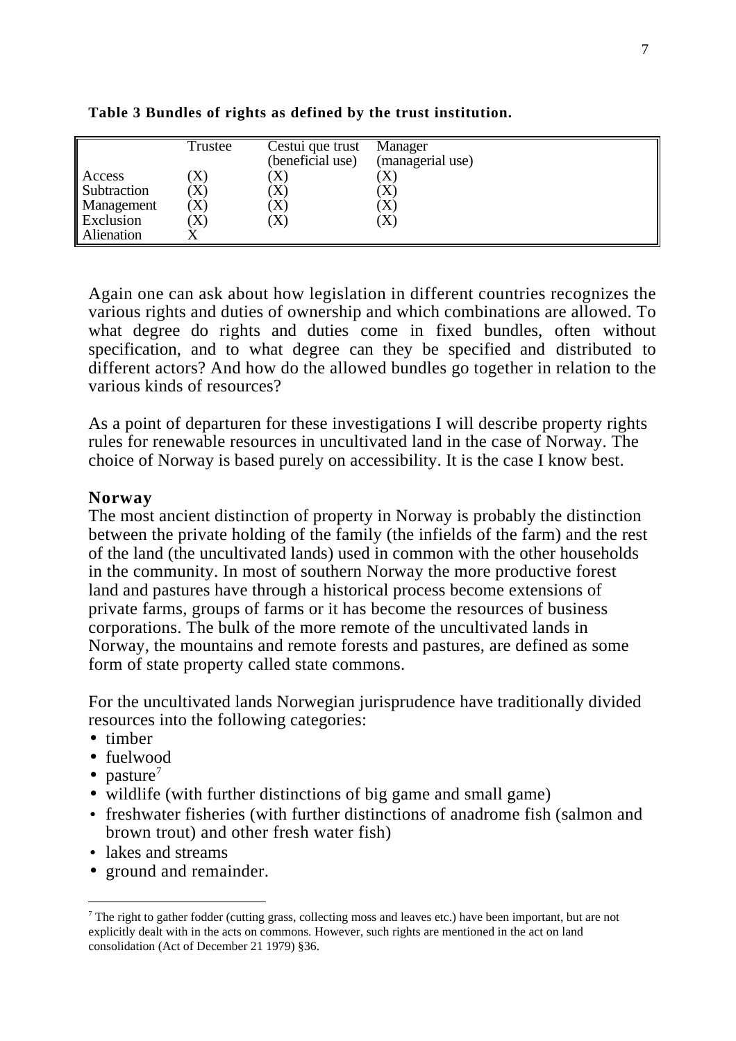**Table 3 Bundles of rights as defined by the trust institution.**

| | Trustee | Cestui que trust (beneficial use) | Manager (managerial use) |
|---|---|---|---|
| Access | (X) | (X) | (X) |
| Subtraction | (X) | (X) | (X) |
| Management | (X) | (X) | (X) |
| Exclusion | (X) | (X) | (X) |
| Alienation | X | | |

Again one can ask about how legislation in different countries recognizes the various rights and duties of ownership and which combinations are allowed. To what degree do rights and duties come in fixed bundles, often without specification, and to what degree can they be specified and distributed to different actors? And how do the allowed bundles go together in relation to the various kinds of resources?

As a point of departuren for these investigations I will describe property rights rules for renewable resources in uncultivated land in the case of Norway. The choice of Norway is based purely on accessibility. It is the case I know best.

## Norway

The most ancient distinction of property in Norway is probably the distinction between the private holding of the family (the infields of the farm) and the rest of the land (the uncultivated lands) used in common with the other households in the community. In most of southern Norway the more productive forest land and pastures have through a historical process become extensions of private farms, groups of farms or it has become the resources of business corporations. The bulk of the more remote of the uncultivated lands in Norway, the mountains and remote forests and pastures, are defined as some form of state property called state commons.

For the uncultivated lands Norwegian jurisprudence have traditionally divided resources into the following categories:

- timber
- fuelwood
- pasture[7]
- wildlife (with further distinctions of big game and small game)
- freshwater fisheries (with further distinctions of anadrome fish (salmon and brown trout) and other fresh water fish)
- lakes and streams
- ground and remainder.

[7] The right to gather fodder (cutting grass, collecting moss and leaves etc.) have been important, but are not explicitly dealt with in the acts on commons. However, such rights are mentioned in the act on land consolidation (Act of December 21 1979) §36.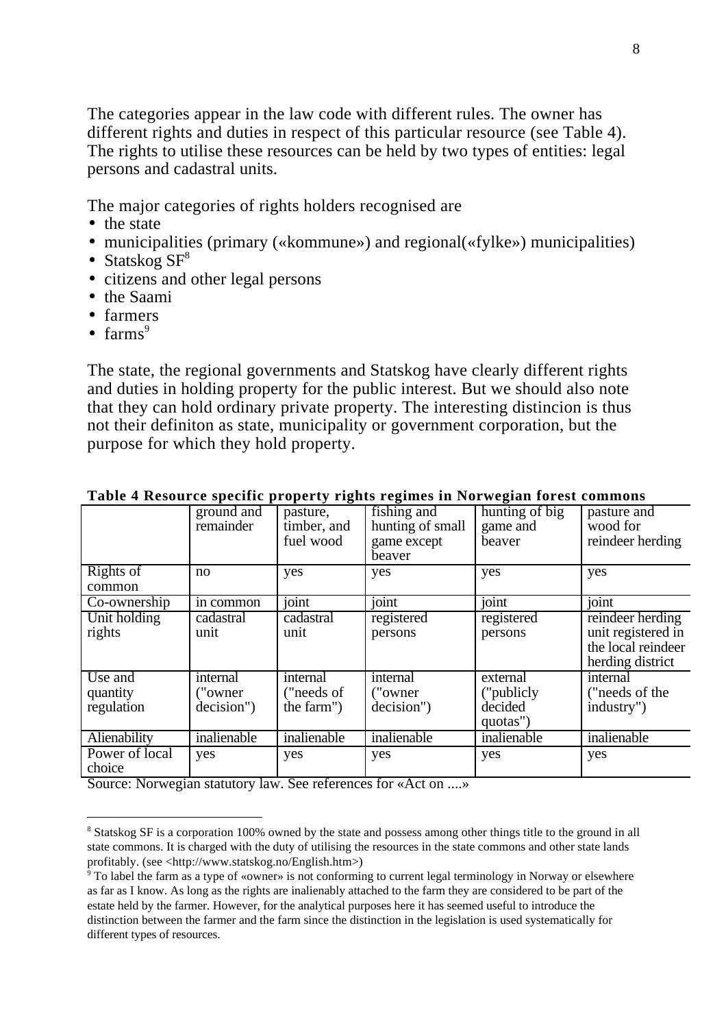The categories appear in the law code with different rules. The owner has different rights and duties in respect of this particular resource (see Table 4). The rights to utilise these resources can be held by two types of entities: legal persons and cadastral units.

The major categories of rights holders recognised are

- the state
- municipalities (primary («kommune») and regional(«fylke») municipalities)
- Statskog SF[8]
- citizens and other legal persons
- the Saami
- farmers
- farms[9]

The state, the regional governments and Statskog have clearly different rights and duties in holding property for the public interest. But we should also note that they can hold ordinary private property. The interesting distincion is thus not their definiton as state, municipality or government corporation, but the purpose for which they hold property.

**Table 4 Resource specific property rights regimes in Norwegian forest commons**

| | ground and remainder | pasture, timber, and fuel wood | fishing and hunting of small game except beaver | hunting of big game and beaver | pasture and wood for reindeer herding |
|---|---|---|---|---|---|
| Rights of common | no | yes | yes | yes | yes |
| Co-ownership | in common | joint | joint | joint | joint |
| Unit holding rights | cadastral unit | cadastral unit | registered persons | registered persons | reindeer herding unit registered in the local reindeer herding district |
| Use and quantity regulation | internal ("owner decision") | internal ("needs of the farm") | internal ("owner decision") | external ("publicly decided quotas") | internal ("needs of the industry") |
| Alienability | inalienable | inalienable | inalienable | inalienable | inalienable |
| Power of local choice | yes | yes | yes | yes | yes |

Source: Norwegian statutory law. See references for «Act on ....»

---

[8] Statskog SF is a corporation 100% owned by the state and possess among other things title to the ground in all state commons. It is charged with the duty of utilising the resources in the state commons and other state lands profitably. (see <http://www.statskog.no/English.htm>)

[9] To label the farm as a type of «owner» is not conforming to current legal terminology in Norway or elsewhere as far as I know. As long as the rights are inalienably attached to the farm they are considered to be part of the estate held by the farmer. However, for the analytical purposes here it has seemed useful to introduce the distinction between the farmer and the farm since the distinction in the legislation is used systematically for different types of resources.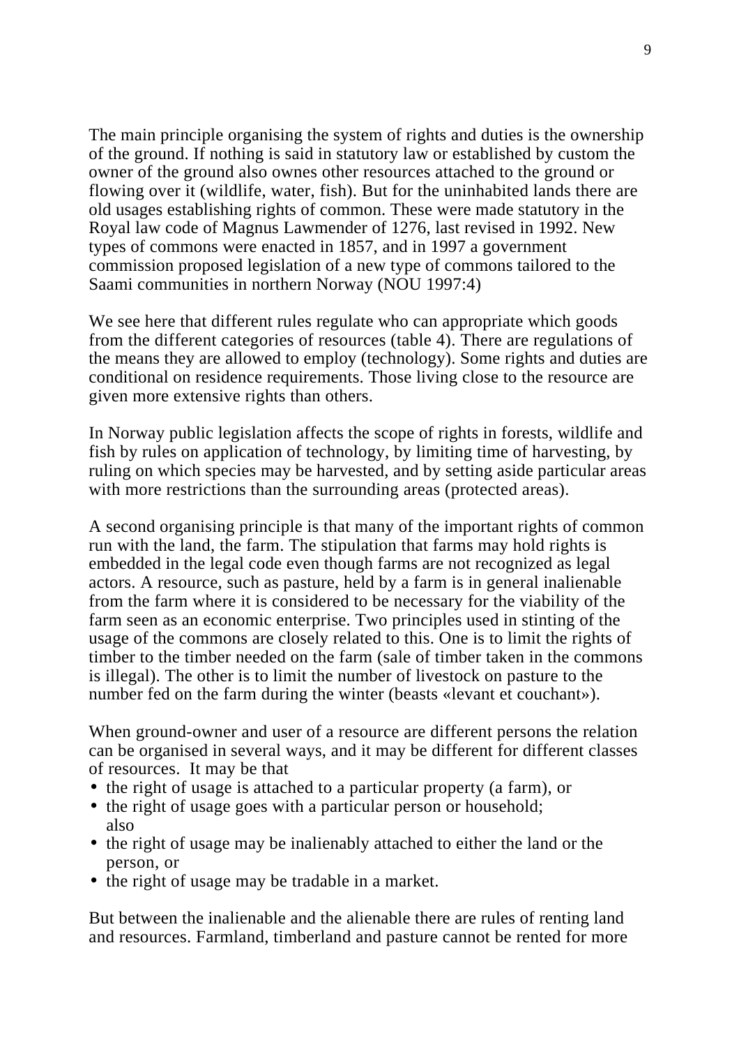The main principle organising the system of rights and duties is the ownership of the ground. If nothing is said in statutory law or established by custom the owner of the ground also ownes other resources attached to the ground or flowing over it (wildlife, water, fish). But for the uninhabited lands there are old usages establishing rights of common. These were made statutory in the Royal law code of Magnus Lawmender of 1276, last revised in 1992. New types of commons were enacted in 1857, and in 1997 a government commission proposed legislation of a new type of commons tailored to the Saami communities in northern Norway (NOU 1997:4)

We see here that different rules regulate who can appropriate which goods from the different categories of resources (table 4). There are regulations of the means they are allowed to employ (technology). Some rights and duties are conditional on residence requirements. Those living close to the resource are given more extensive rights than others.

In Norway public legislation affects the scope of rights in forests, wildlife and fish by rules on application of technology, by limiting time of harvesting, by ruling on which species may be harvested, and by setting aside particular areas with more restrictions than the surrounding areas (protected areas).

A second organising principle is that many of the important rights of common run with the land, the farm. The stipulation that farms may hold rights is embedded in the legal code even though farms are not recognized as legal actors. A resource, such as pasture, held by a farm is in general inalienable from the farm where it is considered to be necessary for the viability of the farm seen as an economic enterprise. Two principles used in stinting of the usage of the commons are closely related to this. One is to limit the rights of timber to the timber needed on the farm (sale of timber taken in the commons is illegal). The other is to limit the number of livestock on pasture to the number fed on the farm during the winter (beasts «levant et couchant»).

When ground-owner and user of a resource are different persons the relation can be organised in several ways, and it may be different for different classes of resources. It may be that

- the right of usage is attached to a particular property (a farm), or
- the right of usage goes with a particular person or household; also
- the right of usage may be inalienably attached to either the land or the person, or
- the right of usage may be tradable in a market.

But between the inalienable and the alienable there are rules of renting land and resources. Farmland, timberland and pasture cannot be rented for more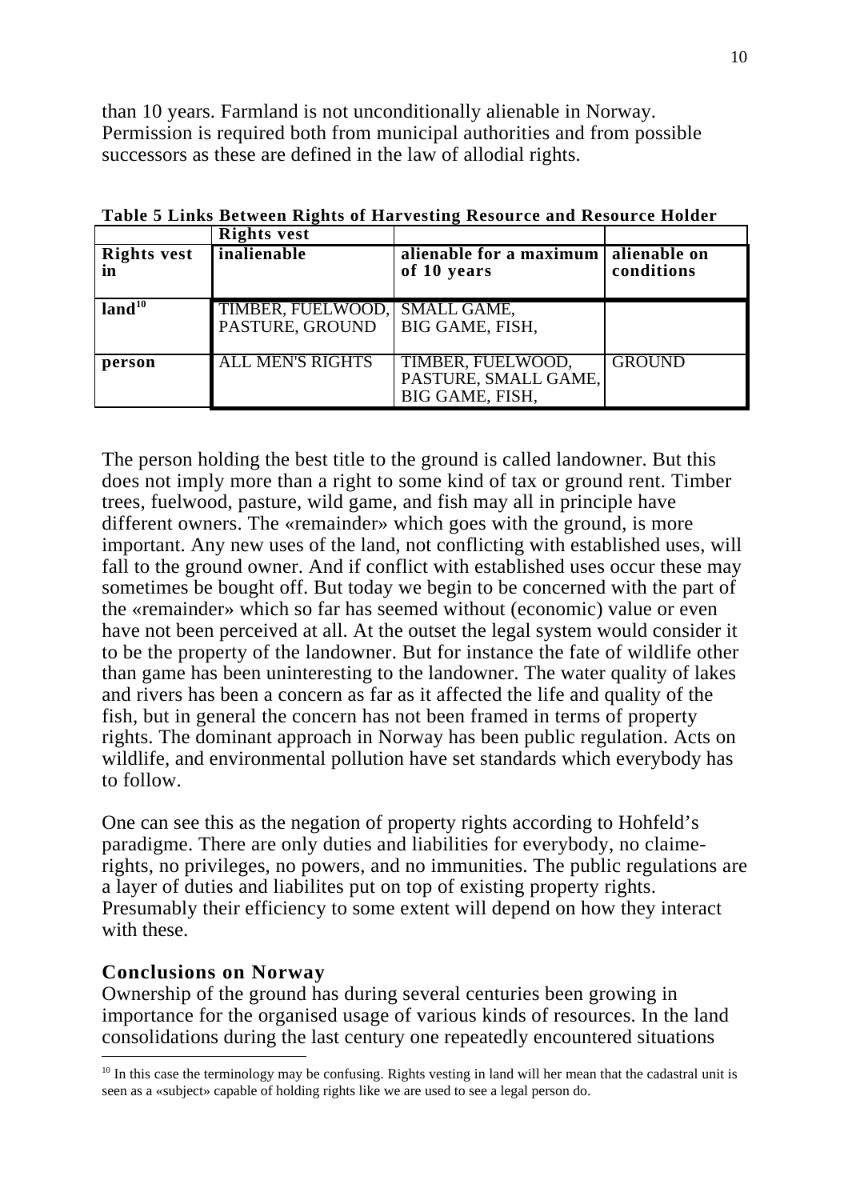than 10 years. Farmland is not unconditionally alienable in Norway. Permission is required both from municipal authorities and from possible successors as these are defined in the law of allodial rights.

**Table 5 Links Between Rights of Harvesting Resource and Resource Holder**

| | **Rights vest** | | |
|---|---|---|---|
| **Rights vest in** | **inalienable** | **alienable for a maximum of 10 years** | **alienable on conditions** |
| **land**[10] | TIMBER, FUELWOOD, PASTURE, GROUND | SMALL GAME, BIG GAME, FISH, | |
| **person** | ALL MEN'S RIGHTS | TIMBER, FUELWOOD, PASTURE, SMALL GAME, BIG GAME, FISH, | GROUND |

The person holding the best title to the ground is called landowner. But this does not imply more than a right to some kind of tax or ground rent. Timber trees, fuelwood, pasture, wild game, and fish may all in principle have different owners. The «remainder» which goes with the ground, is more important. Any new uses of the land, not conflicting with established uses, will fall to the ground owner. And if conflict with established uses occur these may sometimes be bought off. But today we begin to be concerned with the part of the «remainder» which so far has seemed without (economic) value or even have not been perceived at all. At the outset the legal system would consider it to be the property of the landowner. But for instance the fate of wildlife other than game has been uninteresting to the landowner. The water quality of lakes and rivers has been a concern as far as it affected the life and quality of the fish, but in general the concern has not been framed in terms of property rights. The dominant approach in Norway has been public regulation. Acts on wildlife, and environmental pollution have set standards which everybody has to follow.

One can see this as the negation of property rights according to Hohfeld's paradigme. There are only duties and liabilities for everybody, no claime-rights, no privileges, no powers, and no immunities. The public regulations are a layer of duties and liabilites put on top of existing property rights. Presumably their efficiency to some extent will depend on how they interact with these.

## Conclusions on Norway

Ownership of the ground has during several centuries been growing in importance for the organised usage of various kinds of resources. In the land consolidations during the last century one repeatedly encountered situations

[10] In this case the terminology may be confusing. Rights vesting in land will her mean that the cadastral unit is seen as a «subject» capable of holding rights like we are used to see a legal person do.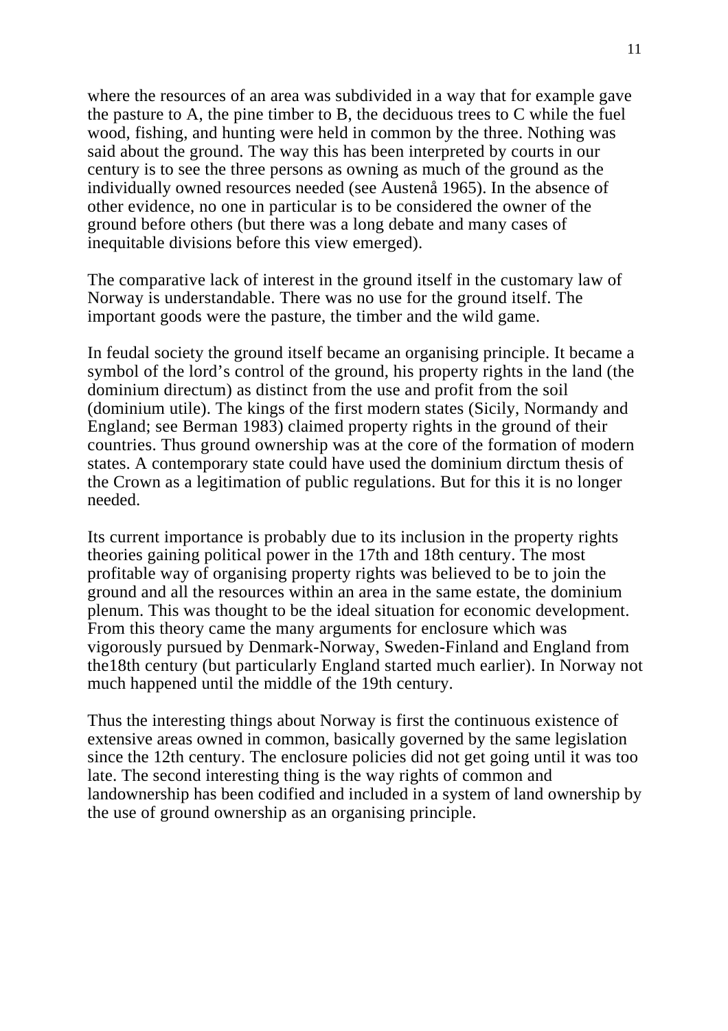where the resources of an area was subdivided in a way that for example gave the pasture to A, the pine timber to B, the deciduous trees to C while the fuel wood, fishing, and hunting were held in common by the three. Nothing was said about the ground. The way this has been interpreted by courts in our century is to see the three persons as owning as much of the ground as the individually owned resources needed (see Austenå 1965). In the absence of other evidence, no one in particular is to be considered the owner of the ground before others (but there was a long debate and many cases of inequitable divisions before this view emerged).

The comparative lack of interest in the ground itself in the customary law of Norway is understandable. There was no use for the ground itself. The important goods were the pasture, the timber and the wild game.

In feudal society the ground itself became an organising principle. It became a symbol of the lord's control of the ground, his property rights in the land (the dominium directum) as distinct from the use and profit from the soil (dominium utile). The kings of the first modern states (Sicily, Normandy and England; see Berman 1983) claimed property rights in the ground of their countries. Thus ground ownership was at the core of the formation of modern states. A contemporary state could have used the dominium dirctum thesis of the Crown as a legitimation of public regulations. But for this it is no longer needed.

Its current importance is probably due to its inclusion in the property rights theories gaining political power in the 17th and 18th century. The most profitable way of organising property rights was believed to be to join the ground and all the resources within an area in the same estate, the dominium plenum. This was thought to be the ideal situation for economic development. From this theory came the many arguments for enclosure which was vigorously pursued by Denmark-Norway, Sweden-Finland and England from the18th century (but particularly England started much earlier). In Norway not much happened until the middle of the 19th century.

Thus the interesting things about Norway is first the continuous existence of extensive areas owned in common, basically governed by the same legislation since the 12th century. The enclosure policies did not get going until it was too late. The second interesting thing is the way rights of common and landownership has been codified and included in a system of land ownership by the use of ground ownership as an organising principle.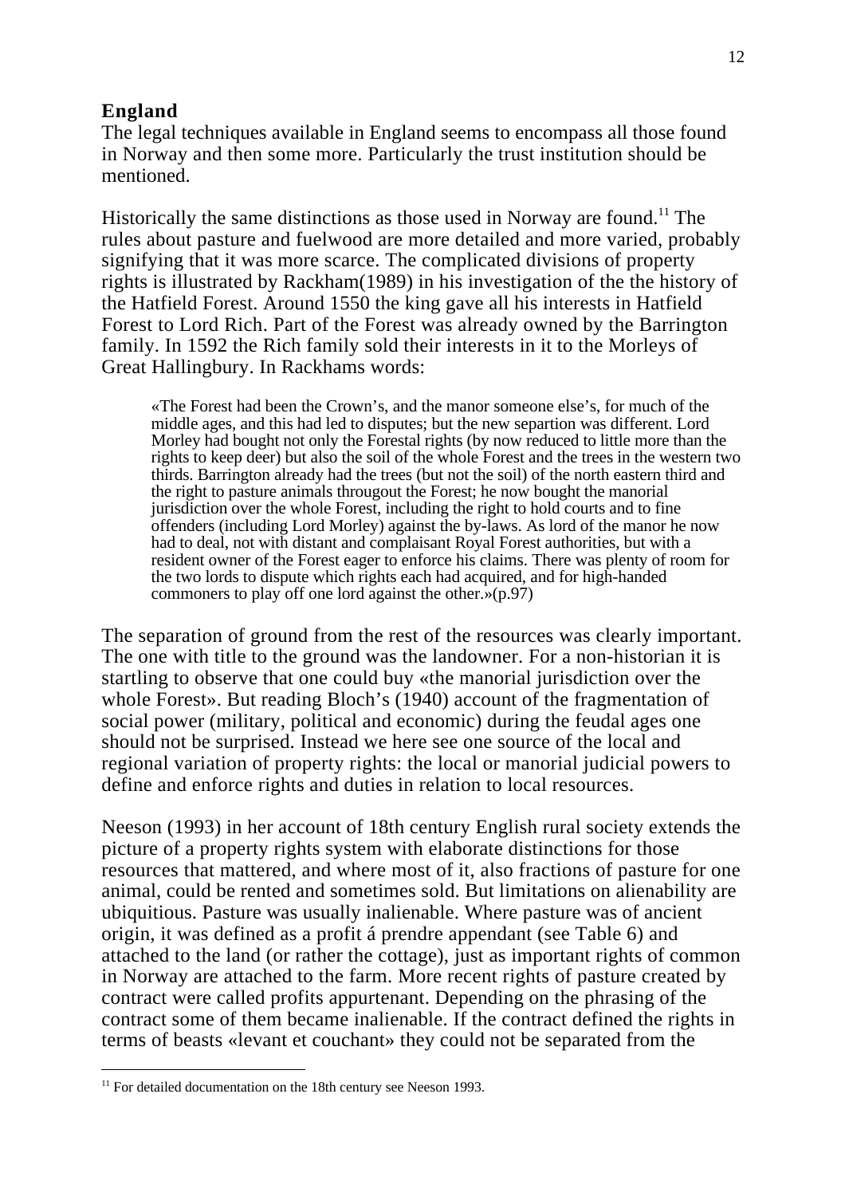## England

The legal techniques available in England seems to encompass all those found in Norway and then some more. Particularly the trust institution should be mentioned.

Historically the same distinctions as those used in Norway are found.[11] The rules about pasture and fuelwood are more detailed and more varied, probably signifying that it was more scarce. The complicated divisions of property rights is illustrated by Rackham(1989) in his investigation of the the history of the Hatfield Forest. Around 1550 the king gave all his interests in Hatfield Forest to Lord Rich. Part of the Forest was already owned by the Barrington family. In 1592 the Rich family sold their interests in it to the Morleys of Great Hallingbury. In Rackhams words:

> «The Forest had been the Crown's, and the manor someone else's, for much of the middle ages, and this had led to disputes; but the new separtion was different. Lord Morley had bought not only the Forestal rights (by now reduced to little more than the rights to keep deer) but also the soil of the whole Forest and the trees in the western two thirds. Barrington already had the trees (but not the soil) of the north eastern third and the right to pasture animals througout the Forest; he now bought the manorial jurisdiction over the whole Forest, including the right to hold courts and to fine offenders (including Lord Morley) against the by-laws. As lord of the manor he now had to deal, not with distant and complaisant Royal Forest authorities, but with a resident owner of the Forest eager to enforce his claims. There was plenty of room for the two lords to dispute which rights each had acquired, and for high-handed commoners to play off one lord against the other.»(p.97)

The separation of ground from the rest of the resources was clearly important. The one with title to the ground was the landowner. For a non-historian it is startling to observe that one could buy «the manorial jurisdiction over the whole Forest». But reading Bloch's (1940) account of the fragmentation of social power (military, political and economic) during the feudal ages one should not be surprised. Instead we here see one source of the local and regional variation of property rights: the local or manorial judicial powers to define and enforce rights and duties in relation to local resources.

Neeson (1993) in her account of 18th century English rural society extends the picture of a property rights system with elaborate distinctions for those resources that mattered, and where most of it, also fractions of pasture for one animal, could be rented and sometimes sold. But limitations on alienability are ubiquitious. Pasture was usually inalienable. Where pasture was of ancient origin, it was defined as a profit á prendre appendant (see Table 6) and attached to the land (or rather the cottage), just as important rights of common in Norway are attached to the farm. More recent rights of pasture created by contract were called profits appurtenant. Depending on the phrasing of the contract some of them became inalienable. If the contract defined the rights in terms of beasts «levant et couchant» they could not be separated from the

[11] For detailed documentation on the 18th century see Neeson 1993.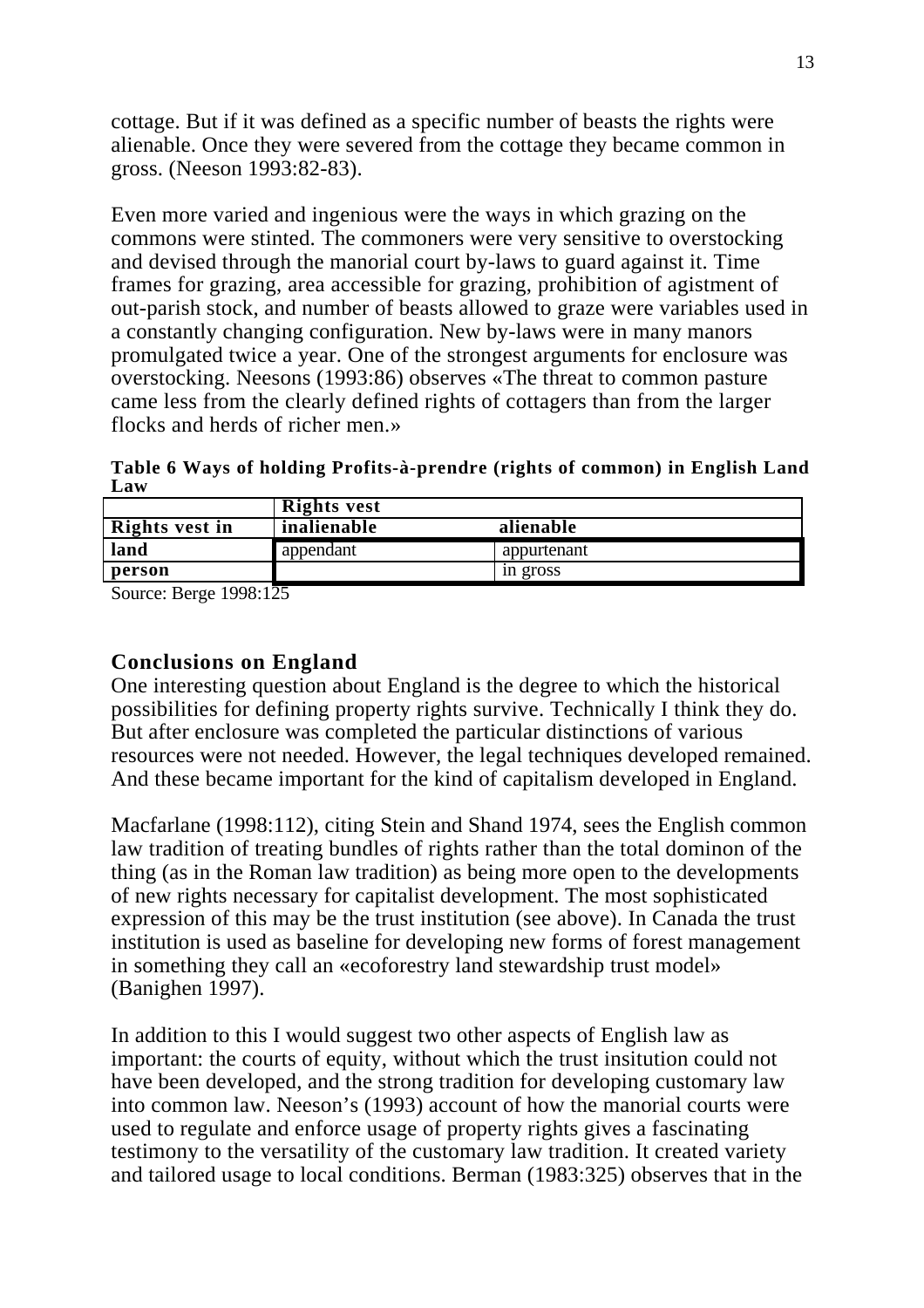cottage. But if it was defined as a specific number of beasts the rights were alienable. Once they were severed from the cottage they became common in gross. (Neeson 1993:82-83).

Even more varied and ingenious were the ways in which grazing on the commons were stinted. The commoners were very sensitive to overstocking and devised through the manorial court by-laws to guard against it. Time frames for grazing, area accessible for grazing, prohibition of agistment of out-parish stock, and number of beasts allowed to graze were variables used in a constantly changing configuration. New by-laws were in many manors promulgated twice a year. One of the strongest arguments for enclosure was overstocking. Neesons (1993:86) observes «The threat to common pasture came less from the clearly defined rights of cottagers than from the larger flocks and herds of richer men.»

**Table 6 Ways of holding Profits-à-prendre (rights of common) in English Land Law**

| | **Rights vest** | |
|---|---|---|
| **Rights vest in** | **inalienable** | **alienable** |
| **land** | appendant | appurtenant |
| **person** | | in gross |

Source: Berge 1998:125

## Conclusions on England

One interesting question about England is the degree to which the historical possibilities for defining property rights survive. Technically I think they do. But after enclosure was completed the particular distinctions of various resources were not needed. However, the legal techniques developed remained. And these became important for the kind of capitalism developed in England.

Macfarlane (1998:112), citing Stein and Shand 1974, sees the English common law tradition of treating bundles of rights rather than the total dominon of the thing (as in the Roman law tradition) as being more open to the developments of new rights necessary for capitalist development. The most sophisticated expression of this may be the trust institution (see above). In Canada the trust institution is used as baseline for developing new forms of forest management in something they call an «ecoforestry land stewardship trust model» (Banighen 1997).

In addition to this I would suggest two other aspects of English law as important: the courts of equity, without which the trust insitution could not have been developed, and the strong tradition for developing customary law into common law. Neeson's (1993) account of how the manorial courts were used to regulate and enforce usage of property rights gives a fascinating testimony to the versatility of the customary law tradition. It created variety and tailored usage to local conditions. Berman (1983:325) observes that in the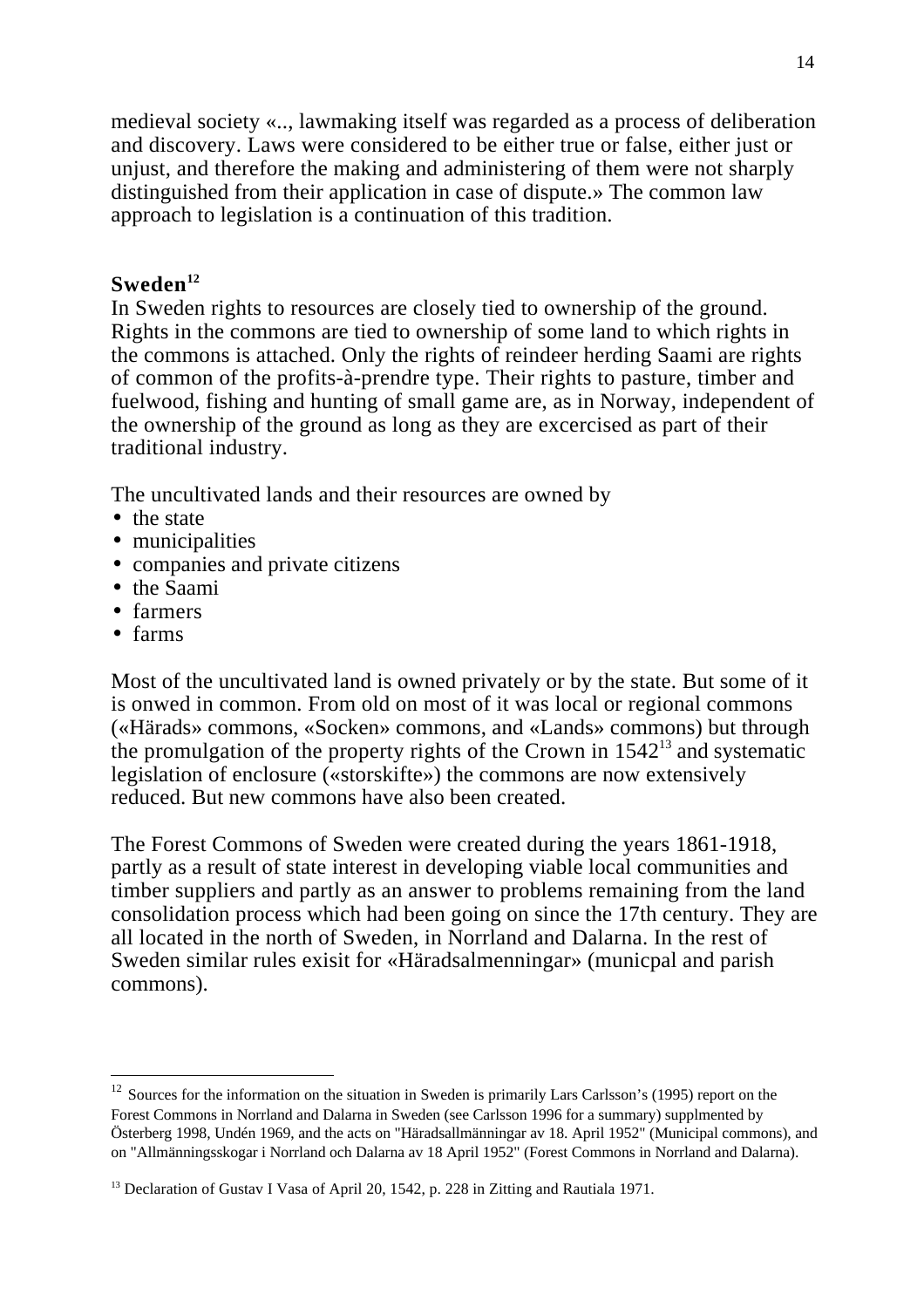medieval society «.., lawmaking itself was regarded as a process of deliberation and discovery. Laws were considered to be either true or false, either just or unjust, and therefore the making and administering of them were not sharply distinguished from their application in case of dispute.» The common law approach to legislation is a continuation of this tradition.

## Sweden[12]

In Sweden rights to resources are closely tied to ownership of the ground. Rights in the commons are tied to ownership of some land to which rights in the commons is attached. Only the rights of reindeer herding Saami are rights of common of the profits-à-prendre type. Their rights to pasture, timber and fuelwood, fishing and hunting of small game are, as in Norway, independent of the ownership of the ground as long as they are excercised as part of their traditional industry.

The uncultivated lands and their resources are owned by

- the state
- municipalities
- companies and private citizens
- the Saami
- farmers
- farms

Most of the uncultivated land is owned privately or by the state. But some of it is onwed in common. From old on most of it was local or regional commons («Härads» commons, «Socken» commons, and «Lands» commons) but through the promulgation of the property rights of the Crown in 1542[13] and systematic legislation of enclosure («storskifte») the commons are now extensively reduced. But new commons have also been created.

The Forest Commons of Sweden were created during the years 1861-1918, partly as a result of state interest in developing viable local communities and timber suppliers and partly as an answer to problems remaining from the land consolidation process which had been going on since the 17th century. They are all located in the north of Sweden, in Norrland and Dalarna. In the rest of Sweden similar rules exisit for «Häradsalmenningar» (municpal and parish commons).

---

[12] Sources for the information on the situation in Sweden is primarily Lars Carlsson's (1995) report on the Forest Commons in Norrland and Dalarna in Sweden (see Carlsson 1996 for a summary) supplmented by Österberg 1998, Undén 1969, and the acts on "Häradsallmänningar av 18. April 1952" (Municipal commons), and on "Allmänningsskogar i Norrland och Dalarna av 18 April 1952" (Forest Commons in Norrland and Dalarna).

[13] Declaration of Gustav I Vasa of April 20, 1542, p. 228 in Zitting and Rautiala 1971.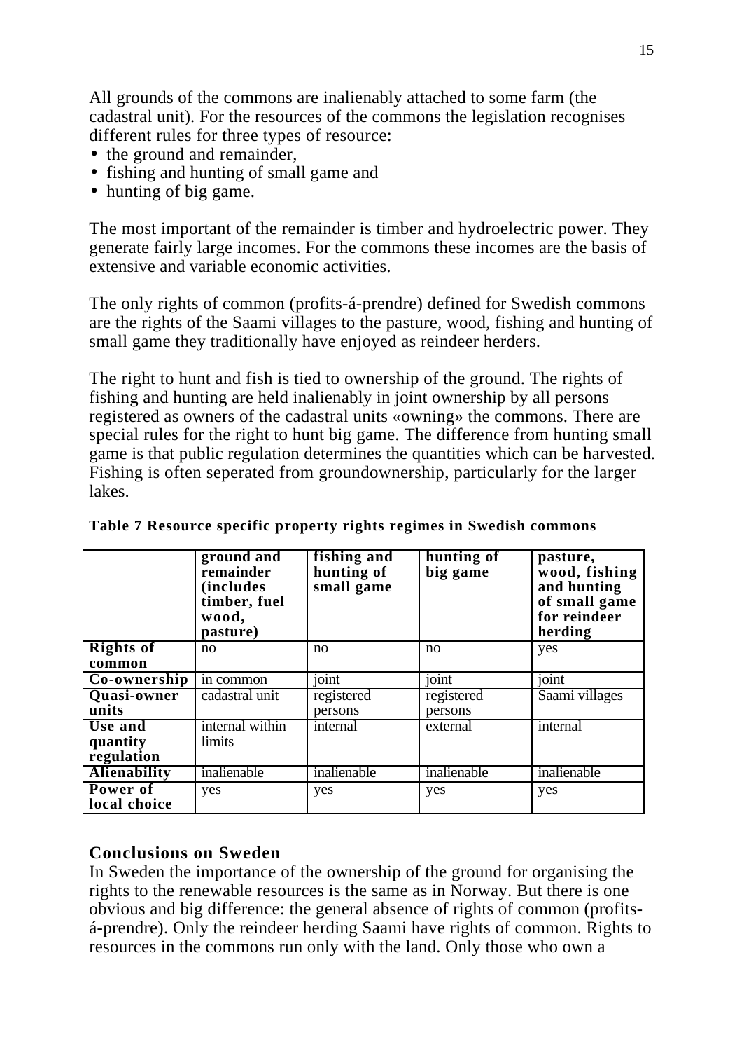All grounds of the commons are inalienably attached to some farm (the cadastral unit). For the resources of the commons the legislation recognises different rules for three types of resource:

- the ground and remainder,
- fishing and hunting of small game and
- hunting of big game.

The most important of the remainder is timber and hydroelectric power. They generate fairly large incomes. For the commons these incomes are the basis of extensive and variable economic activities.

The only rights of common (profits-á-prendre) defined for Swedish commons are the rights of the Saami villages to the pasture, wood, fishing and hunting of small game they traditionally have enjoyed as reindeer herders.

The right to hunt and fish is tied to ownership of the ground. The rights of fishing and hunting are held inalienably in joint ownership by all persons registered as owners of the cadastral units «owning» the commons. There are special rules for the right to hunt big game. The difference from hunting small game is that public regulation determines the quantities which can be harvested. Fishing is often seperated from groundownership, particularly for the larger lakes.

**Table 7 Resource specific property rights regimes in Swedish commons**

| | ground and remainder (includes timber, fuel wood, pasture) | fishing and hunting of small game | hunting of big game | pasture, wood, fishing and hunting of small game for reindeer herding |
|---|---|---|---|---|
| **Rights of common** | no | no | no | yes |
| **Co-ownership** | in common | joint | joint | joint |
| **Quasi-owner units** | cadastral unit | registered persons | registered persons | Saami villages |
| **Use and quantity regulation** | internal within limits | internal | external | internal |
| **Alienability** | inalienable | inalienable | inalienable | inalienable |
| **Power of local choice** | yes | yes | yes | yes |

## Conclusions on Sweden

In Sweden the importance of the ownership of the ground for organising the rights to the renewable resources is the same as in Norway. But there is one obvious and big difference: the general absence of rights of common (profits-á-prendre). Only the reindeer herding Saami have rights of common. Rights to resources in the commons run only with the land. Only those who own a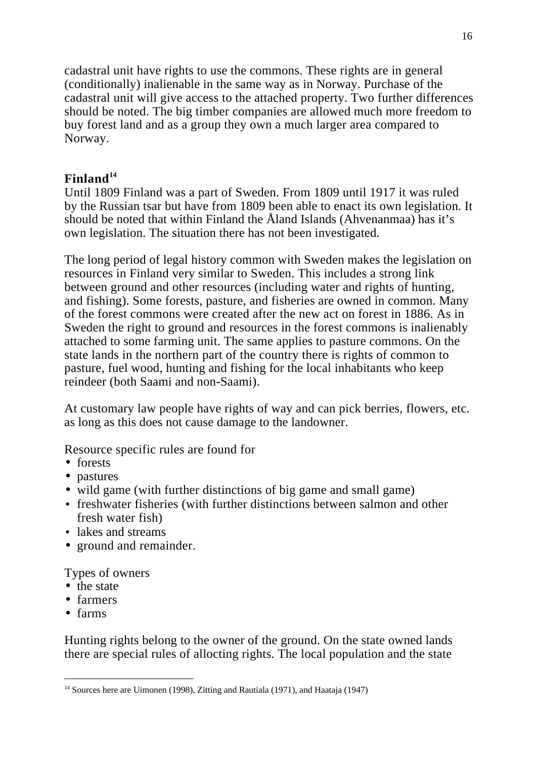cadastral unit have rights to use the commons. These rights are in general (conditionally) inalienable in the same way as in Norway. Purchase of the cadastral unit will give access to the attached property. Two further differences should be noted. The big timber companies are allowed much more freedom to buy forest land and as a group they own a much larger area compared to Norway.

## Finland[14]

Until 1809 Finland was a part of Sweden. From 1809 until 1917 it was ruled by the Russian tsar but have from 1809 been able to enact its own legislation. It should be noted that within Finland the Åland Islands (Ahvenanmaa) has it's own legislation. The situation there has not been investigated.

The long period of legal history common with Sweden makes the legislation on resources in Finland very similar to Sweden. This includes a strong link between ground and other resources (including water and rights of hunting, and fishing). Some forests, pasture, and fisheries are owned in common. Many of the forest commons were created after the new act on forest in 1886. As in Sweden the right to ground and resources in the forest commons is inalienably attached to some farming unit. The same applies to pasture commons. On the state lands in the northern part of the country there is rights of common to pasture, fuel wood, hunting and fishing for the local inhabitants who keep reindeer (both Saami and non-Saami).

At customary law people have rights of way and can pick berries, flowers, etc. as long as this does not cause damage to the landowner.

Resource specific rules are found for

- forests
- pastures
- wild game (with further distinctions of big game and small game)
- freshwater fisheries (with further distinctions between salmon and other fresh water fish)
- lakes and streams
- ground and remainder.

Types of owners

- the state
- farmers
- farms

Hunting rights belong to the owner of the ground. On the state owned lands there are special rules of allocting rights. The local population and the state

[14] Sources here are Uimonen (1998), Zitting and Rautiala (1971), and Haataja (1947)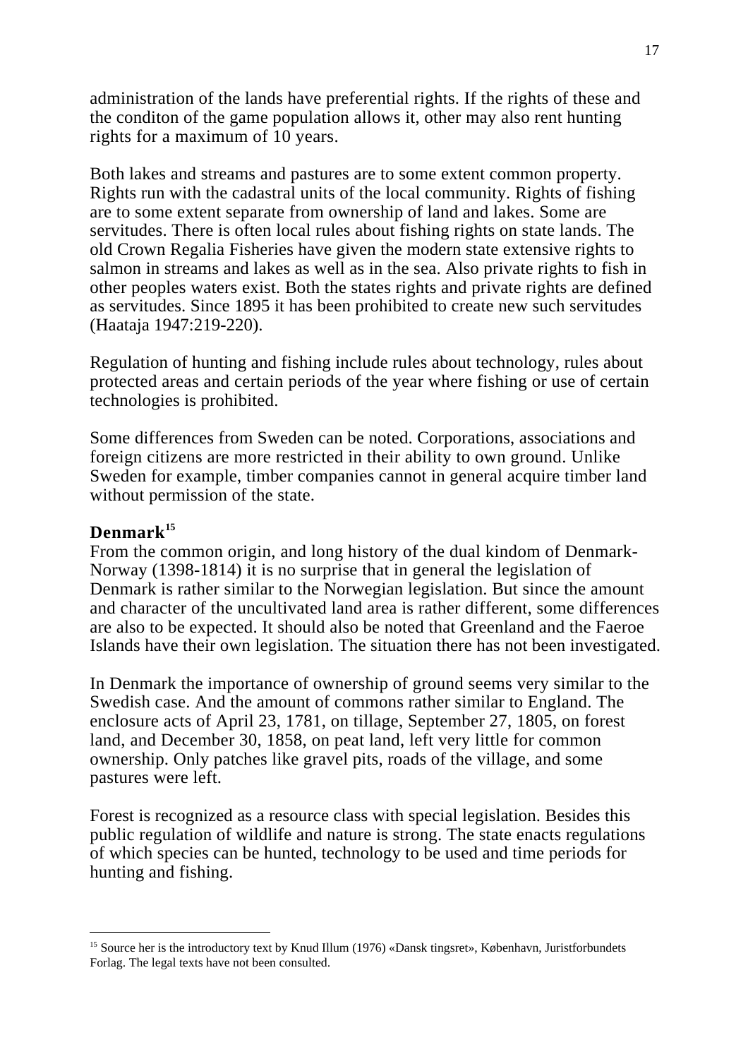administration of the lands have preferential rights. If the rights of these and the conditon of the game population allows it, other may also rent hunting rights for a maximum of 10 years.

Both lakes and streams and pastures are to some extent common property. Rights run with the cadastral units of the local community. Rights of fishing are to some extent separate from ownership of land and lakes. Some are servitudes. There is often local rules about fishing rights on state lands. The old Crown Regalia Fisheries have given the modern state extensive rights to salmon in streams and lakes as well as in the sea. Also private rights to fish in other peoples waters exist. Both the states rights and private rights are defined as servitudes. Since 1895 it has been prohibited to create new such servitudes (Haataja 1947:219-220).

Regulation of hunting and fishing include rules about technology, rules about protected areas and certain periods of the year where fishing or use of certain technologies is prohibited.

Some differences from Sweden can be noted. Corporations, associations and foreign citizens are more restricted in their ability to own ground. Unlike Sweden for example, timber companies cannot in general acquire timber land without permission of the state.

**Denmark**[15]

From the common origin, and long history of the dual kindom of Denmark-Norway (1398-1814) it is no surprise that in general the legislation of Denmark is rather similar to the Norwegian legislation. But since the amount and character of the uncultivated land area is rather different, some differences are also to be expected. It should also be noted that Greenland and the Faeroe Islands have their own legislation. The situation there has not been investigated.

In Denmark the importance of ownership of ground seems very similar to the Swedish case. And the amount of commons rather similar to England. The enclosure acts of April 23, 1781, on tillage, September 27, 1805, on forest land, and December 30, 1858, on peat land, left very little for common ownership. Only patches like gravel pits, roads of the village, and some pastures were left.

Forest is recognized as a resource class with special legislation. Besides this public regulation of wildlife and nature is strong. The state enacts regulations of which species can be hunted, technology to be used and time periods for hunting and fishing.

---

[15] Source her is the introductory text by Knud Illum (1976) «Dansk tingsret», København, Juristforbundets Forlag. The legal texts have not been consulted.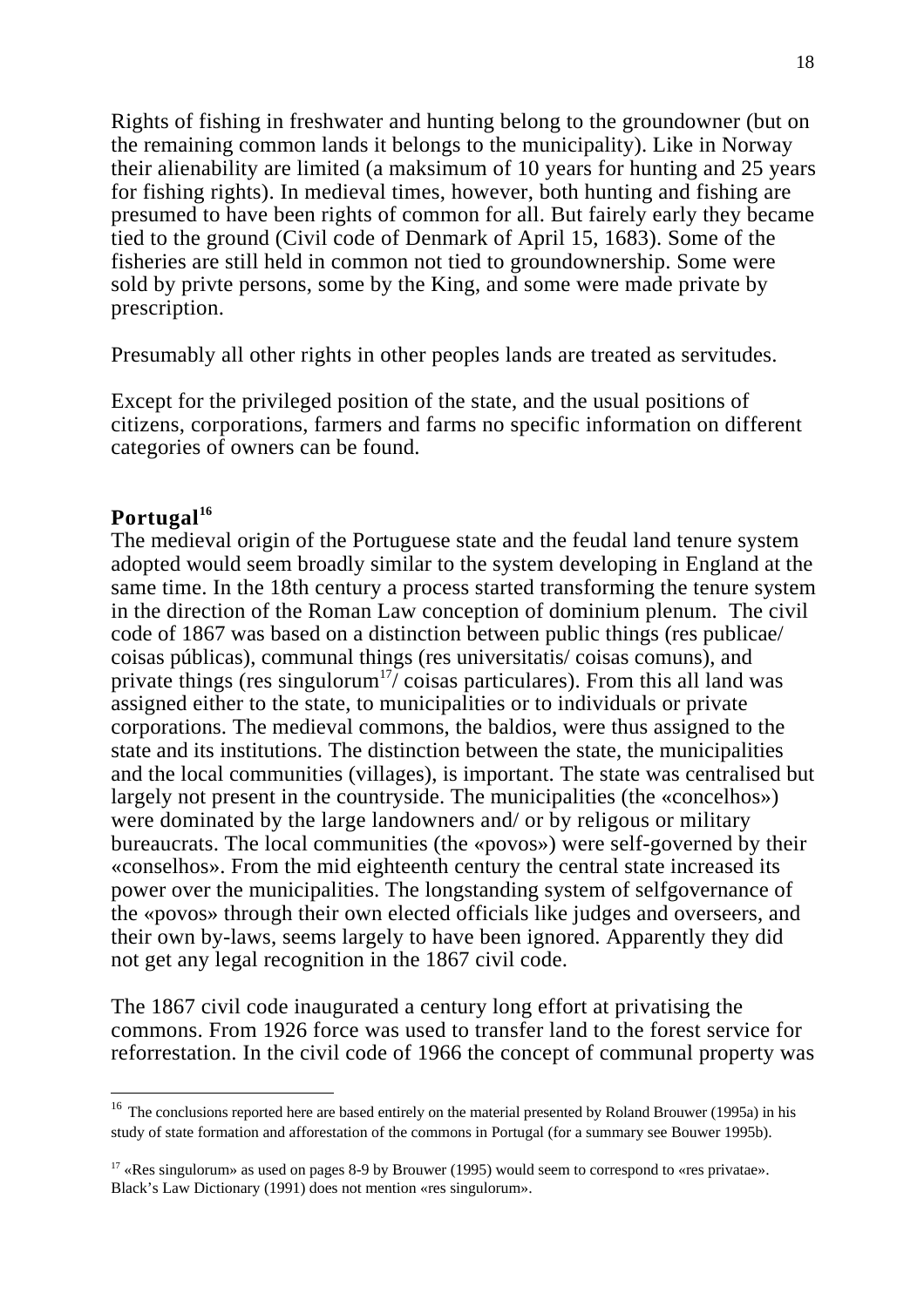Rights of fishing in freshwater and hunting belong to the groundowner (but on the remaining common lands it belongs to the municipality). Like in Norway their alienability are limited (a maksimum of 10 years for hunting and 25 years for fishing rights). In medieval times, however, both hunting and fishing are presumed to have been rights of common for all. But fairely early they became tied to the ground (Civil code of Denmark of April 15, 1683). Some of the fisheries are still held in common not tied to groundownership. Some were sold by privte persons, some by the King, and some were made private by prescription.

Presumably all other rights in other peoples lands are treated as servitudes.

Except for the privileged position of the state, and the usual positions of citizens, corporations, farmers and farms no specific information on different categories of owners can be found.

## Portugal[16]

The medieval origin of the Portuguese state and the feudal land tenure system adopted would seem broadly similar to the system developing in England at the same time. In the 18th century a process started transforming the tenure system in the direction of the Roman Law conception of dominium plenum. The civil code of 1867 was based on a distinction between public things (res publicae/ coisas públicas), communal things (res universitatis/ coisas comuns), and private things (res singulorum[17]/ coisas particulares). From this all land was assigned either to the state, to municipalities or to individuals or private corporations. The medieval commons, the baldios, were thus assigned to the state and its institutions. The distinction between the state, the municipalities and the local communities (villages), is important. The state was centralised but largely not present in the countryside. The municipalities (the «concelhos») were dominated by the large landowners and/ or by religous or military bureaucrats. The local communities (the «povos») were self-governed by their «conselhos». From the mid eighteenth century the central state increased its power over the municipalities. The longstanding system of selfgovernance of the «povos» through their own elected officials like judges and overseers, and their own by-laws, seems largely to have been ignored. Apparently they did not get any legal recognition in the 1867 civil code.

The 1867 civil code inaugurated a century long effort at privatising the commons. From 1926 force was used to transfer land to the forest service for reforrestation. In the civil code of 1966 the concept of communal property was

---

[16] The conclusions reported here are based entirely on the material presented by Roland Brouwer (1995a) in his study of state formation and afforestation of the commons in Portugal (for a summary see Bouwer 1995b).

[17] «Res singulorum» as used on pages 8-9 by Brouwer (1995) would seem to correspond to «res privatae». Black's Law Dictionary (1991) does not mention «res singulorum».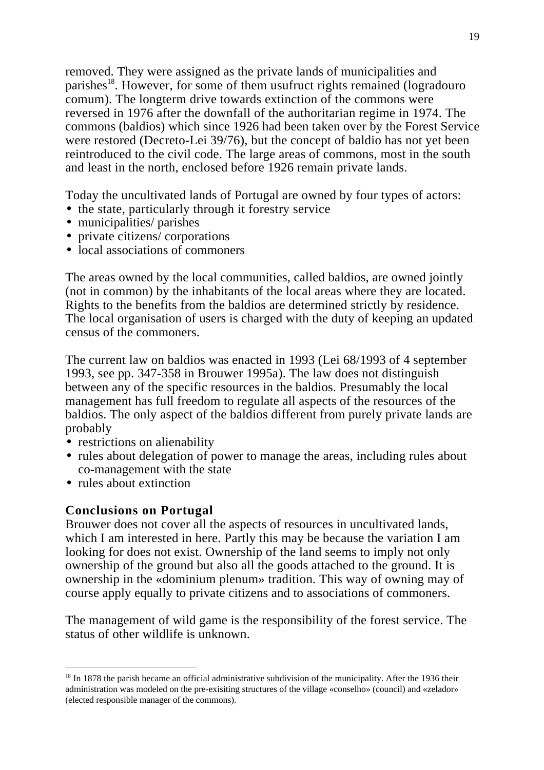removed. They were assigned as the private lands of municipalities and parishes[18]. However, for some of them usufruct rights remained (logradouro comum). The longterm drive towards extinction of the commons were reversed in 1976 after the downfall of the authoritarian regime in 1974. The commons (baldios) which since 1926 had been taken over by the Forest Service were restored (Decreto-Lei 39/76), but the concept of baldio has not yet been reintroduced to the civil code. The large areas of commons, most in the south and least in the north, enclosed before 1926 remain private lands.

Today the uncultivated lands of Portugal are owned by four types of actors:

- the state, particularly through it forestry service
- municipalities/ parishes
- private citizens/ corporations
- local associations of commoners

The areas owned by the local communities, called baldios, are owned jointly (not in common) by the inhabitants of the local areas where they are located. Rights to the benefits from the baldios are determined strictly by residence. The local organisation of users is charged with the duty of keeping an updated census of the commoners.

The current law on baldios was enacted in 1993 (Lei 68/1993 of 4 september 1993, see pp. 347-358 in Brouwer 1995a). The law does not distinguish between any of the specific resources in the baldios. Presumably the local management has full freedom to regulate all aspects of the resources of the baldios. The only aspect of the baldios different from purely private lands are probably

- restrictions on alienability
- rules about delegation of power to manage the areas, including rules about co-management with the state
- rules about extinction

### Conclusions on Portugal

Brouwer does not cover all the aspects of resources in uncultivated lands, which I am interested in here. Partly this may be because the variation I am looking for does not exist. Ownership of the land seems to imply not only ownership of the ground but also all the goods attached to the ground. It is ownership in the «dominium plenum» tradition. This way of owning may of course apply equally to private citizens and to associations of commoners.

The management of wild game is the responsibility of the forest service. The status of other wildlife is unknown.

[18] In 1878 the parish became an official administrative subdivision of the municipality. After the 1936 their administration was modeled on the pre-exisiting structures of the village «conselho» (council) and «zelador» (elected responsible manager of the commons).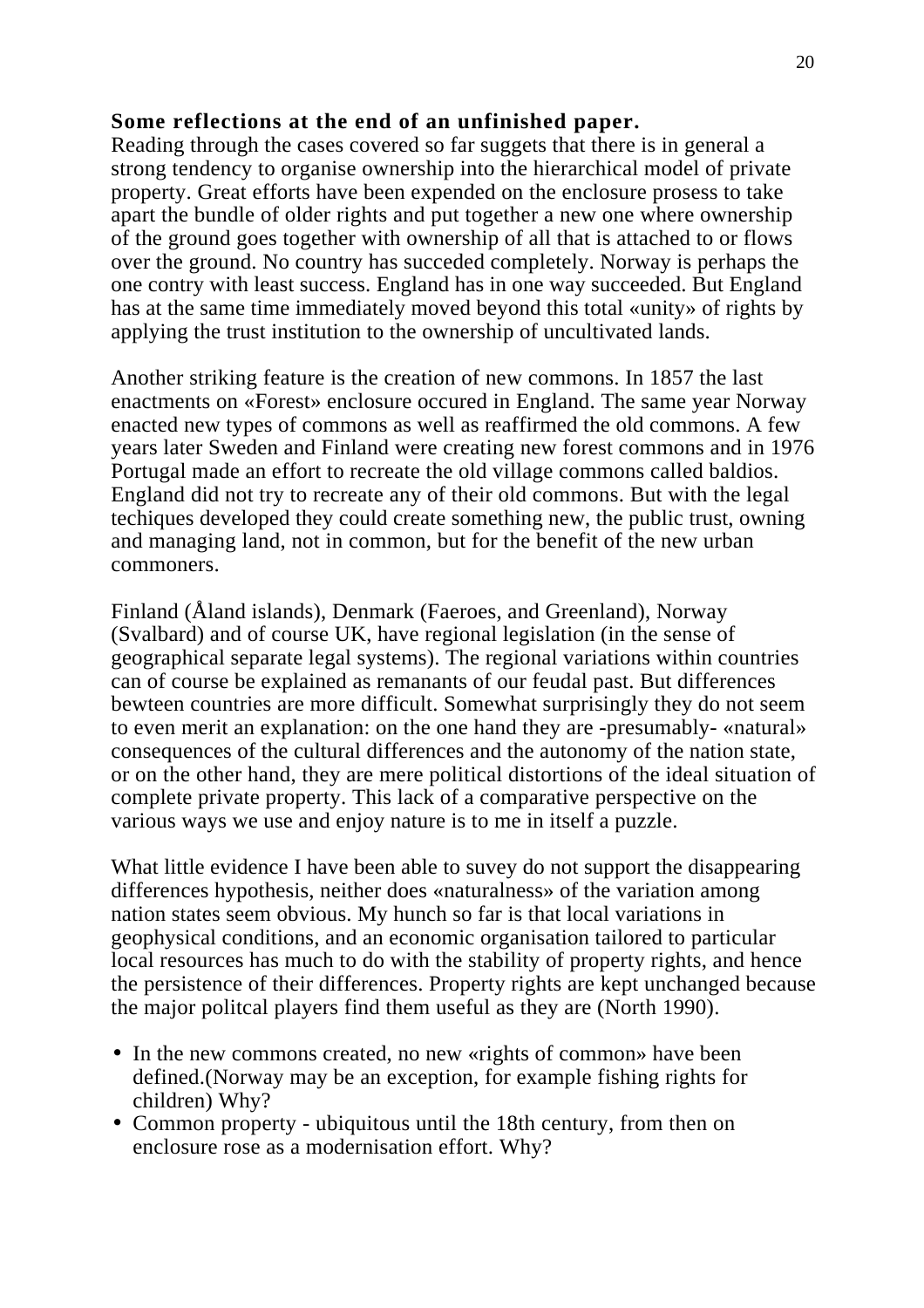**Some reflections at the end of an unfinished paper.**

Reading through the cases covered so far suggets that there is in general a strong tendency to organise ownership into the hierarchical model of private property. Great efforts have been expended on the enclosure prosess to take apart the bundle of older rights and put together a new one where ownership of the ground goes together with ownership of all that is attached to or flows over the ground. No country has succeded completely. Norway is perhaps the one contry with least success. England has in one way succeeded. But England has at the same time immediately moved beyond this total «unity» of rights by applying the trust institution to the ownership of uncultivated lands.

Another striking feature is the creation of new commons. In 1857 the last enactments on «Forest» enclosure occured in England. The same year Norway enacted new types of commons as well as reaffirmed the old commons. A few years later Sweden and Finland were creating new forest commons and in 1976 Portugal made an effort to recreate the old village commons called baldios. England did not try to recreate any of their old commons. But with the legal techiques developed they could create something new, the public trust, owning and managing land, not in common, but for the benefit of the new urban commoners.

Finland (Åland islands), Denmark (Faeroes, and Greenland), Norway (Svalbard) and of course UK, have regional legislation (in the sense of geographical separate legal systems). The regional variations within countries can of course be explained as remanants of our feudal past. But differences bewteen countries are more difficult. Somewhat surprisingly they do not seem to even merit an explanation: on the one hand they are -presumably- «natural» consequences of the cultural differences and the autonomy of the nation state, or on the other hand, they are mere political distortions of the ideal situation of complete private property. This lack of a comparative perspective on the various ways we use and enjoy nature is to me in itself a puzzle.

What little evidence I have been able to suvey do not support the disappearing differences hypothesis, neither does «naturalness» of the variation among nation states seem obvious. My hunch so far is that local variations in geophysical conditions, and an economic organisation tailored to particular local resources has much to do with the stability of property rights, and hence the persistence of their differences. Property rights are kept unchanged because the major politcal players find them useful as they are (North 1990).

- In the new commons created, no new «rights of common» have been defined.(Norway may be an exception, for example fishing rights for children) Why?
- Common property - ubiquitous until the 18th century, from then on enclosure rose as a modernisation effort. Why?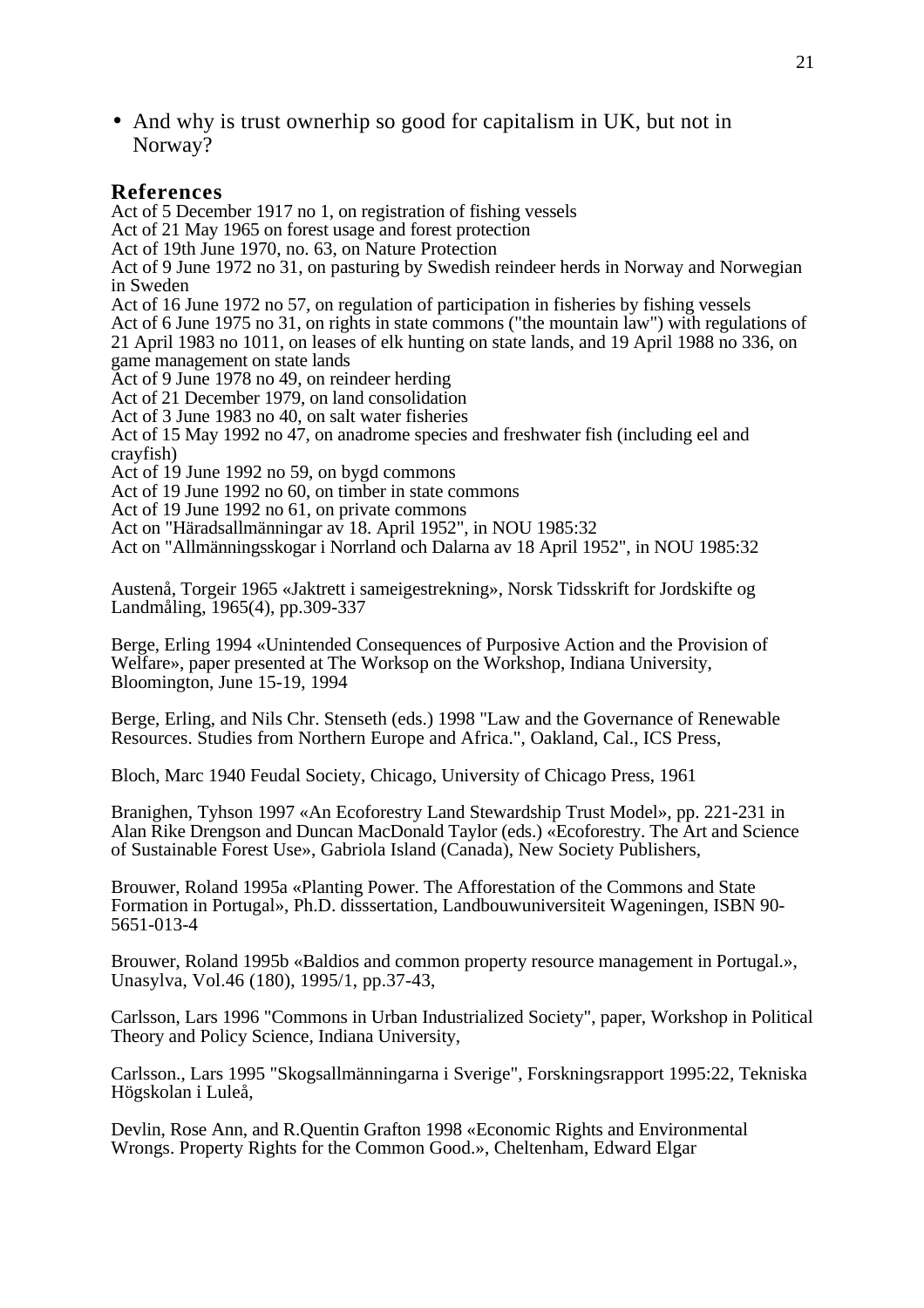- And why is trust ownerhip so good for capitalism in UK, but not in Norway?

## References

Act of 5 December 1917 no 1, on registration of fishing vessels
Act of 21 May 1965 on forest usage and forest protection
Act of 19th June 1970, no. 63, on Nature Protection
Act of 9 June 1972 no 31, on pasturing by Swedish reindeer herds in Norway and Norwegian in Sweden
Act of 16 June 1972 no 57, on regulation of participation in fisheries by fishing vessels
Act of 6 June 1975 no 31, on rights in state commons ("the mountain law") with regulations of 21 April 1983 no 1011, on leases of elk hunting on state lands, and 19 April 1988 no 336, on game management on state lands
Act of 9 June 1978 no 49, on reindeer herding
Act of 21 December 1979, on land consolidation
Act of 3 June 1983 no 40, on salt water fisheries
Act of 15 May 1992 no 47, on anadrome species and freshwater fish (including eel and crayfish)
Act of 19 June 1992 no 59, on bygd commons
Act of 19 June 1992 no 60, on timber in state commons
Act of 19 June 1992 no 61, on private commons
Act on "Häradsallmänningar av 18. April 1952", in NOU 1985:32
Act on "Allmänningsskogar i Norrland och Dalarna av 18 April 1952", in NOU 1985:32

Austenå, Torgeir 1965 «Jaktrett i sameigestrekning», Norsk Tidsskrift for Jordskifte og Landmåling, 1965(4), pp.309-337

Berge, Erling 1994 «Unintended Consequences of Purposive Action and the Provision of Welfare», paper presented at The Worksop on the Workshop, Indiana University, Bloomington, June 15-19, 1994

Berge, Erling, and Nils Chr. Stenseth (eds.) 1998 "Law and the Governance of Renewable Resources. Studies from Northern Europe and Africa.", Oakland, Cal., ICS Press,

Bloch, Marc 1940 Feudal Society, Chicago, University of Chicago Press, 1961

Branighen, Tyhson 1997 «An Ecoforestry Land Stewardship Trust Model», pp. 221-231 in Alan Rike Drengson and Duncan MacDonald Taylor (eds.) «Ecoforestry. The Art and Science of Sustainable Forest Use», Gabriola Island (Canada), New Society Publishers,

Brouwer, Roland 1995a «Planting Power. The Afforestation of the Commons and State Formation in Portugal», Ph.D. disssertation, Landbouwuniversiteit Wageningen, ISBN 90-5651-013-4

Brouwer, Roland 1995b «Baldios and common property resource management in Portugal.», Unasylva, Vol.46 (180), 1995/1, pp.37-43,

Carlsson, Lars 1996 "Commons in Urban Industrialized Society", paper, Workshop in Political Theory and Policy Science, Indiana University,

Carlsson., Lars 1995 "Skogsallmänningarna i Sverige", Forskningsrapport 1995:22, Tekniska Högskolan i Luleå,

Devlin, Rose Ann, and R.Quentin Grafton 1998 «Economic Rights and Environmental Wrongs. Property Rights for the Common Good.», Cheltenham, Edward Elgar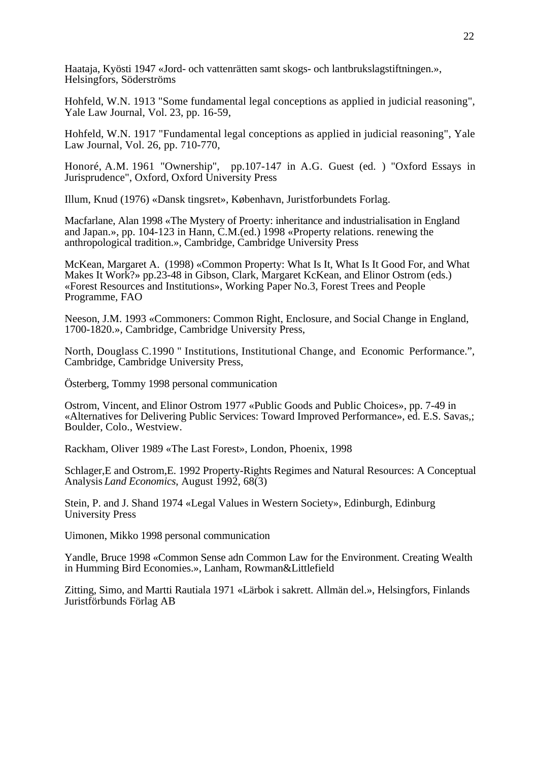Haataja, Kyösti 1947 «Jord- och vattenrätten samt skogs- och lantbrukslagstiftningen.», Helsingfors, Söderströms

Hohfeld, W.N. 1913 "Some fundamental legal conceptions as applied in judicial reasoning", Yale Law Journal, Vol. 23, pp. 16-59,

Hohfeld, W.N. 1917 "Fundamental legal conceptions as applied in judicial reasoning", Yale Law Journal, Vol. 26, pp. 710-770,

Honoré, A.M. 1961 "Ownership", pp.107-147 in A.G. Guest (ed. ) "Oxford Essays in Jurisprudence", Oxford, Oxford University Press

Illum, Knud (1976) «Dansk tingsret», København, Juristforbundets Forlag.

Macfarlane, Alan 1998 «The Mystery of Proerty: inheritance and industrialisation in England and Japan.», pp. 104-123 in Hann, C.M.(ed.) 1998 «Property relations. renewing the anthropological tradition.», Cambridge, Cambridge University Press

McKean, Margaret A. (1998) «Common Property: What Is It, What Is It Good For, and What Makes It Work?» pp.23-48 in Gibson, Clark, Margaret KcKean, and Elinor Ostrom (eds.) «Forest Resources and Institutions», Working Paper No.3, Forest Trees and People Programme, FAO

Neeson, J.M. 1993 «Commoners: Common Right, Enclosure, and Social Change in England, 1700-1820.», Cambridge, Cambridge University Press,

North, Douglass C.1990 " Institutions, Institutional Change, and Economic Performance.", Cambridge, Cambridge University Press,

Österberg, Tommy 1998 personal communication

Ostrom, Vincent, and Elinor Ostrom 1977 «Public Goods and Public Choices», pp. 7-49 in «Alternatives for Delivering Public Services: Toward Improved Performance», ed. E.S. Savas,; Boulder, Colo., Westview.

Rackham, Oliver 1989 «The Last Forest», London, Phoenix, 1998

Schlager,E and Ostrom,E. 1992 Property-Rights Regimes and Natural Resources: A Conceptual Analysis *Land Economics*, August 1992, 68(3)

Stein, P. and J. Shand 1974 «Legal Values in Western Society», Edinburgh, Edinburg University Press

Uimonen, Mikko 1998 personal communication

Yandle, Bruce 1998 «Common Sense adn Common Law for the Environment. Creating Wealth in Humming Bird Economies.», Lanham, Rowman&Littlefield

Zitting, Simo, and Martti Rautiala 1971 «Lärbok i sakrett. Allmän del.», Helsingfors, Finlands Juristförbunds Förlag AB